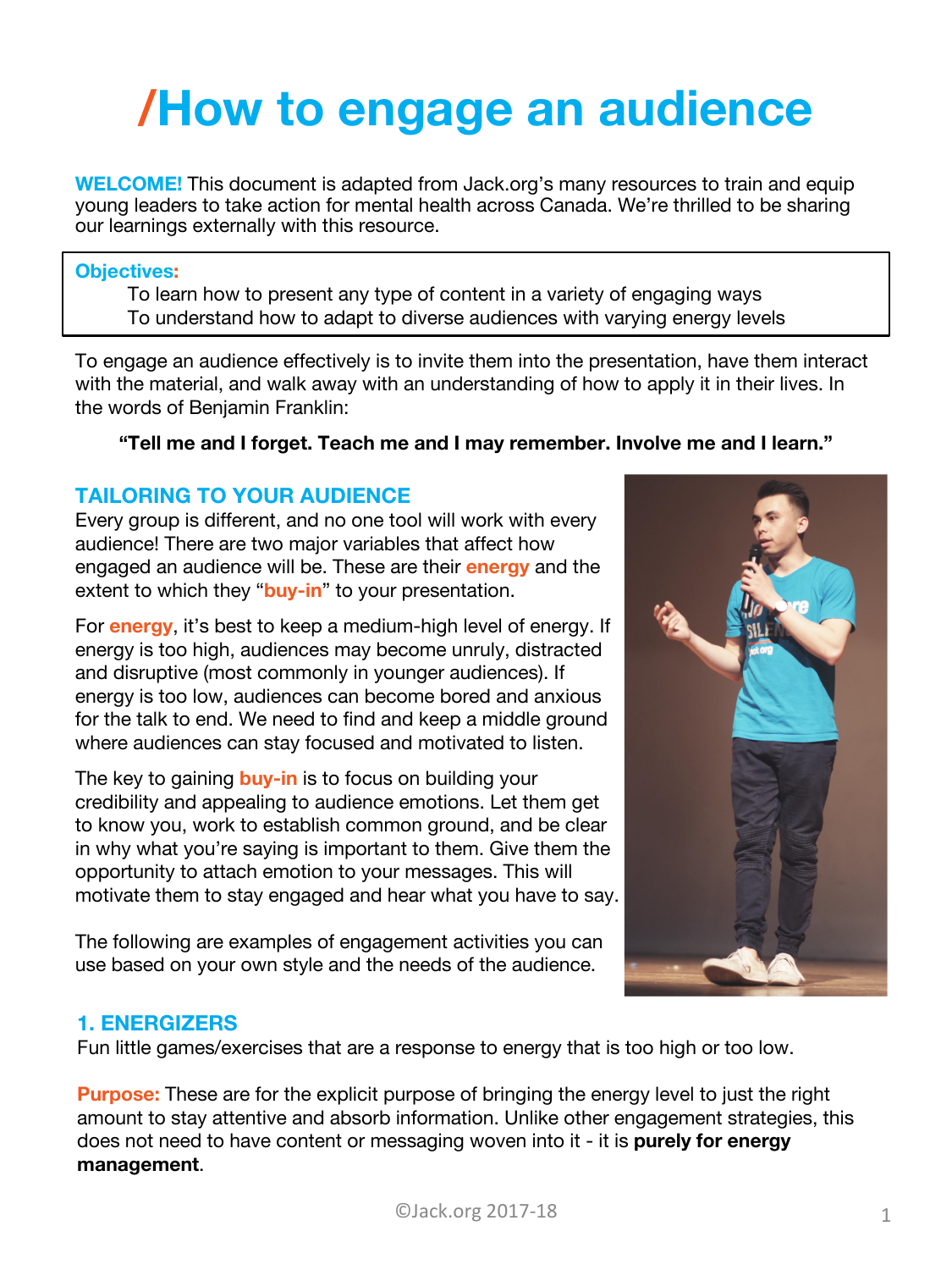# /How to engage an audience

**WELCOME!** This document is adapted from Jack.org's many resources to train and equip young leaders to take action for mental health across Canada. We're thrilled to be sharing our learnings externally with this resource.

**Objectives:**

To learn how to present any type of content in a variety of engaging ways
To understand how to adapt to diverse audiences with varying energy levels

To engage an audience effectively is to invite them into the presentation, have them interact with the material, and walk away with an understanding of how to apply it in their lives. In the words of Benjamin Franklin:

**"Tell me and I forget. Teach me and I may remember. Involve me and I learn."**

## TAILORING TO YOUR AUDIENCE

Every group is different, and no one tool will work with every audience! There are two major variables that affect how engaged an audience will be. These are their **energy** and the extent to which they "**buy-in**" to your presentation.

For **energy**, it's best to keep a medium-high level of energy. If energy is too high, audiences may become unruly, distracted and disruptive (most commonly in younger audiences). If energy is too low, audiences can become bored and anxious for the talk to end. We need to find and keep a middle ground where audiences can stay focused and motivated to listen.

The key to gaining **buy-in** is to focus on building your credibility and appealing to audience emotions. Let them get to know you, work to establish common ground, and be clear in why what you're saying is important to them. Give them the opportunity to attach emotion to your messages. This will motivate them to stay engaged and hear what you have to say.

The following are examples of engagement activities you can use based on your own style and the needs of the audience.

## 1. ENERGIZERS

Fun little games/exercises that are a response to energy that is too high or too low.

**Purpose:** These are for the explicit purpose of bringing the energy level to just the right amount to stay attentive and absorb information. Unlike other engagement strategies, this does not need to have content or messaging woven into it - it is **purely for energy management**.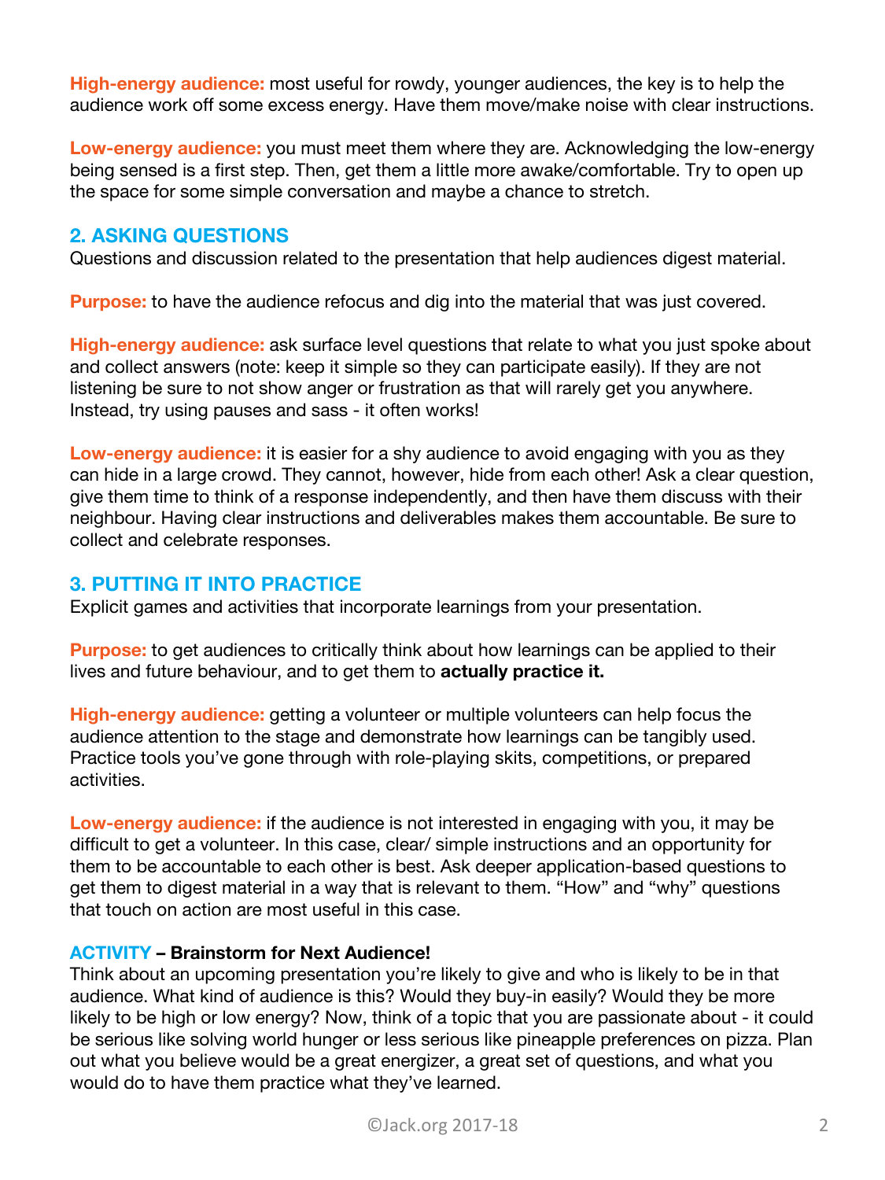**High-energy audience:** most useful for rowdy, younger audiences, the key is to help the audience work off some excess energy. Have them move/make noise with clear instructions.

**Low-energy audience:** you must meet them where they are. Acknowledging the low-energy being sensed is a first step. Then, get them a little more awake/comfortable. Try to open up the space for some simple conversation and maybe a chance to stretch.

## 2. ASKING QUESTIONS

Questions and discussion related to the presentation that help audiences digest material.

**Purpose:** to have the audience refocus and dig into the material that was just covered.

**High-energy audience:** ask surface level questions that relate to what you just spoke about and collect answers (note: keep it simple so they can participate easily). If they are not listening be sure to not show anger or frustration as that will rarely get you anywhere. Instead, try using pauses and sass - it often works!

**Low-energy audience:** it is easier for a shy audience to avoid engaging with you as they can hide in a large crowd. They cannot, however, hide from each other! Ask a clear question, give them time to think of a response independently, and then have them discuss with their neighbour. Having clear instructions and deliverables makes them accountable. Be sure to collect and celebrate responses.

## 3. PUTTING IT INTO PRACTICE

Explicit games and activities that incorporate learnings from your presentation.

**Purpose:** to get audiences to critically think about how learnings can be applied to their lives and future behaviour, and to get them to **actually practice it.**

**High-energy audience:** getting a volunteer or multiple volunteers can help focus the audience attention to the stage and demonstrate how learnings can be tangibly used. Practice tools you've gone through with role-playing skits, competitions, or prepared activities.

**Low-energy audience:** if the audience is not interested in engaging with you, it may be difficult to get a volunteer. In this case, clear/ simple instructions and an opportunity for them to be accountable to each other is best. Ask deeper application-based questions to get them to digest material in a way that is relevant to them. "How" and "why" questions that touch on action are most useful in this case.

**ACTIVITY – Brainstorm for Next Audience!**

Think about an upcoming presentation you're likely to give and who is likely to be in that audience. What kind of audience is this? Would they buy-in easily? Would they be more likely to be high or low energy? Now, think of a topic that you are passionate about - it could be serious like solving world hunger or less serious like pineapple preferences on pizza. Plan out what you believe would be a great energizer, a great set of questions, and what you would do to have them practice what they've learned.

©Jack.org 2017-18